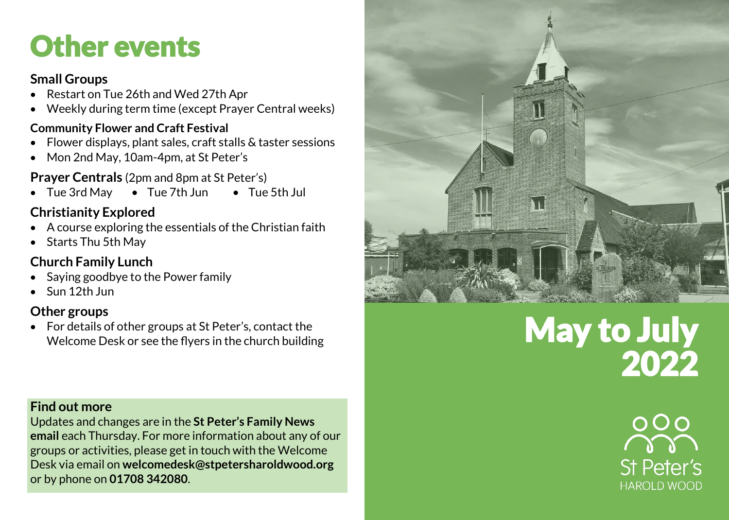# Other events

### Small Groups

- Restart on Tue 26th and Wed 27th Apr
- Weekly during term time (except Prayer Central weeks)

### Community Flower and Craft Festival

- Flower displays, plant sales, craft stalls & taster sessions
- Mon 2nd May, 10am-4pm, at St Peter's

### Prayer Centrals (2pm and 8pm at St Peter's)

- Tue 3rd May
- Tue 7th Jun
- Tue 5th Jul

### Christianity Explored

- A course exploring the essentials of the Christian faith
- Starts Thu 5th May

### Church Family Lunch

- Saying goodbye to the Power family
- Sun 12th Jun

### Other groups

- For details of other groups at St Peter's, contact the Welcome Desk or see the flyers in the church building

**Find out more**

Updates and changes are in the **St Peter's Family News email** each Thursday. For more information about any of our groups or activities, please get in touch with the Welcome Desk via email on **welcomedesk@stpetersharoldwood.org** or by phone on **01708 342080**.

# May to July 2022

St Peter's
HAROLD WOOD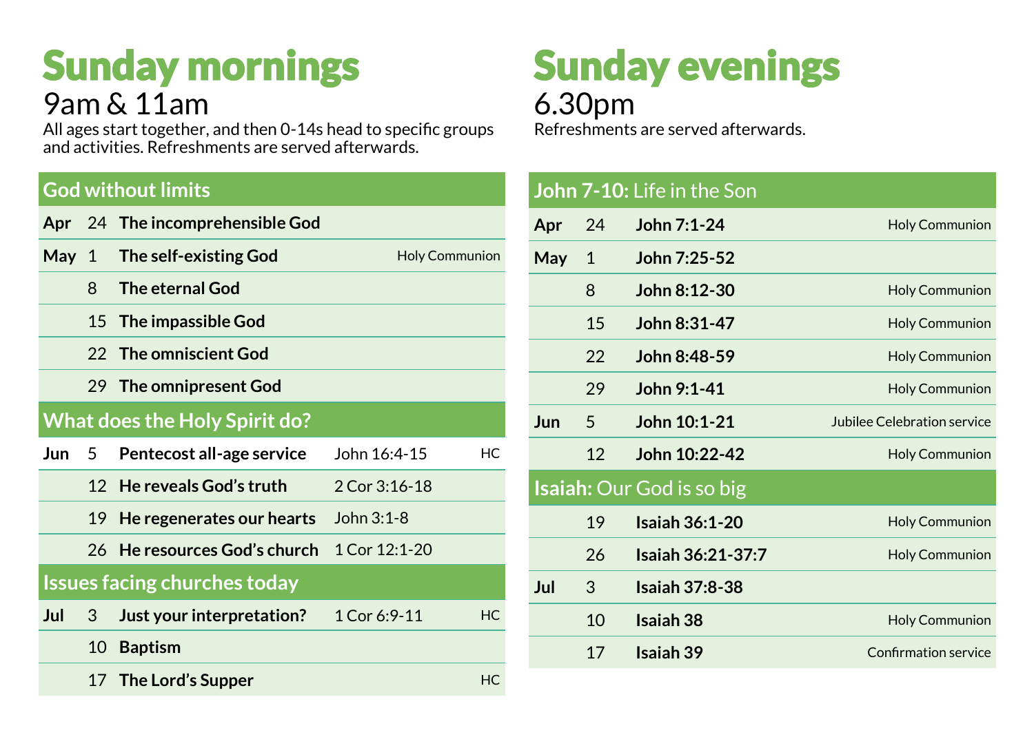# Sunday mornings

## 9am & 11am

All ages start together, and then 0-14s head to specific groups and activities. Refreshments are served afterwards.

| | | | | |
|---|---|---|---|---|
| **God without limits** | | | | |
| **Apr** | 24 | **The incomprehensible God** | | |
| **May** | 1 | **The self-existing God** | | Holy Communion |
| | 8 | **The eternal God** | | |
| | 15 | **The impassible God** | | |
| | 22 | **The omniscient God** | | |
| | 29 | **The omnipresent God** | | |
| **What does the Holy Spirit do?** | | | | |
| **Jun** | 5 | **Pentecost all-age service** | John 16:4-15 | HC |
| | 12 | **He reveals God's truth** | 2 Cor 3:16-18 | |
| | 19 | **He regenerates our hearts** | John 3:1-8 | |
| | 26 | **He resources God's church** | 1 Cor 12:1-20 | |
| **Issues facing churches today** | | | | |
| **Jul** | 3 | **Just your interpretation?** | 1 Cor 6:9-11 | HC |
| | 10 | **Baptism** | | |
| | 17 | **The Lord's Supper** | | HC |

# Sunday evenings

## 6.30pm

Refreshments are served afterwards.

| | | | |
|---|---|---|---|
| **John 7-10:** Life in the Son | | | |
| **Apr** | 24 | **John 7:1-24** | Holy Communion |
| **May** | 1 | **John 7:25-52** | |
| | 8 | **John 8:12-30** | Holy Communion |
| | 15 | **John 8:31-47** | Holy Communion |
| | 22 | **John 8:48-59** | Holy Communion |
| | 29 | **John 9:1-41** | Holy Communion |
| **Jun** | 5 | **John 10:1-21** | Jubilee Celebration service |
| | 12 | **John 10:22-42** | Holy Communion |
| **Isaiah:** Our God is so big | | | |
| | 19 | **Isaiah 36:1-20** | Holy Communion |
| | 26 | **Isaiah 36:21-37:7** | Holy Communion |
| **Jul** | 3 | **Isaiah 37:8-38** | |
| | 10 | **Isaiah 38** | Holy Communion |
| | 17 | **Isaiah 39** | Confirmation service |